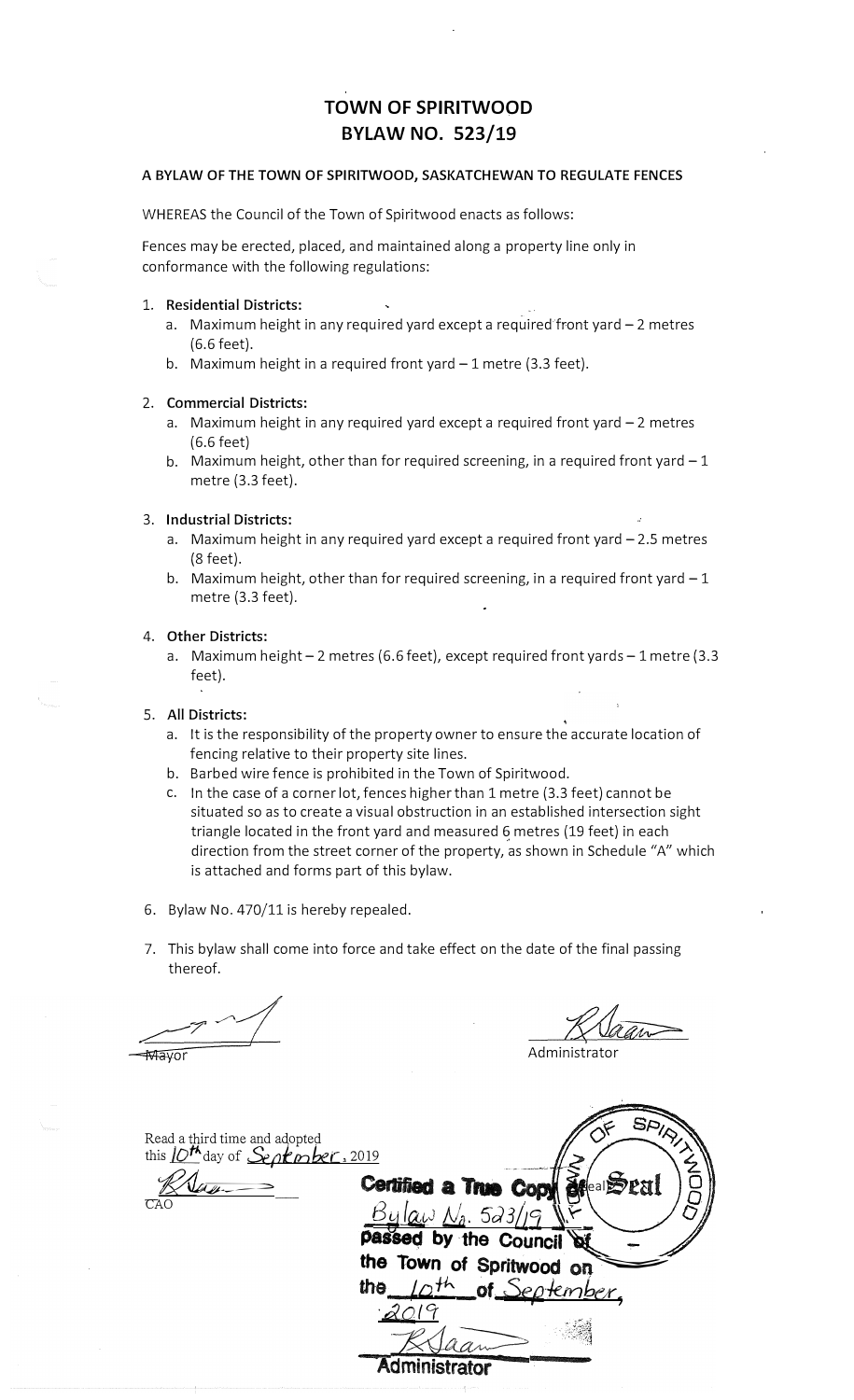# TOWN OF SPIRITWOOD
# BYLAW NO. 523/19

**A BYLAW OF THE TOWN OF SPIRITWOOD, SASKATCHEWAN TO REGULATE FENCES**

WHEREAS the Council of the Town of Spiritwood enacts as follows:

Fences may be erected, placed, and maintained along a property line only in conformance with the following regulations:

1. **Residential Districts:**
   a. Maximum height in any required yard except a required front yard – 2 metres (6.6 feet).
   b. Maximum height in a required front yard – 1 metre (3.3 feet).

2. **Commercial Districts:**
   a. Maximum height in any required yard except a required front yard – 2 metres (6.6 feet)
   b. Maximum height, other than for required screening, in a required front yard – 1 metre (3.3 feet).

3. **Industrial Districts:**
   a. Maximum height in any required yard except a required front yard – 2.5 metres (8 feet).
   b. Maximum height, other than for required screening, in a required front yard – 1 metre (3.3 feet).

4. **Other Districts:**
   a. Maximum height – 2 metres (6.6 feet), except required front yards – 1 metre (3.3 feet).

5. **All Districts:**
   a. It is the responsibility of the property owner to ensure the accurate location of fencing relative to their property site lines.
   b. Barbed wire fence is prohibited in the Town of Spiritwood.
   c. In the case of a corner lot, fences higher than 1 metre (3.3 feet) cannot be situated so as to create a visual obstruction in an established intersection sight triangle located in the front yard and measured 6 metres (19 feet) in each direction from the street corner of the property, as shown in Schedule "A" which is attached and forms part of this bylaw.

6. Bylaw No. 470/11 is hereby repealed.

7. This bylaw shall come into force and take effect on the date of the final passing thereof.

Mayor

Administrator

Read a third time and adopted this 10th day of September, 2019

CAO

Certified a True Copy of Bylaw No. 523/19 passed by the Council of the Town of Spritwood on the 10th of September, 2019

Administrator

Seal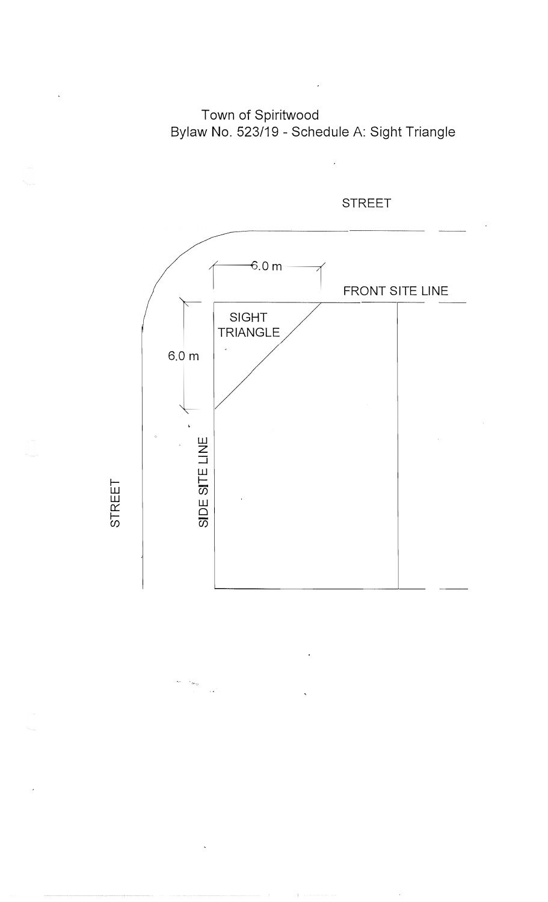Town of Spiritwood
Bylaw No. 523/19 - Schedule A: Sight Triangle

STREET

6.0 m

FRONT SITE LINE

SIGHT TRIANGLE

6.0 m

SIDE SITE LINE

STREET